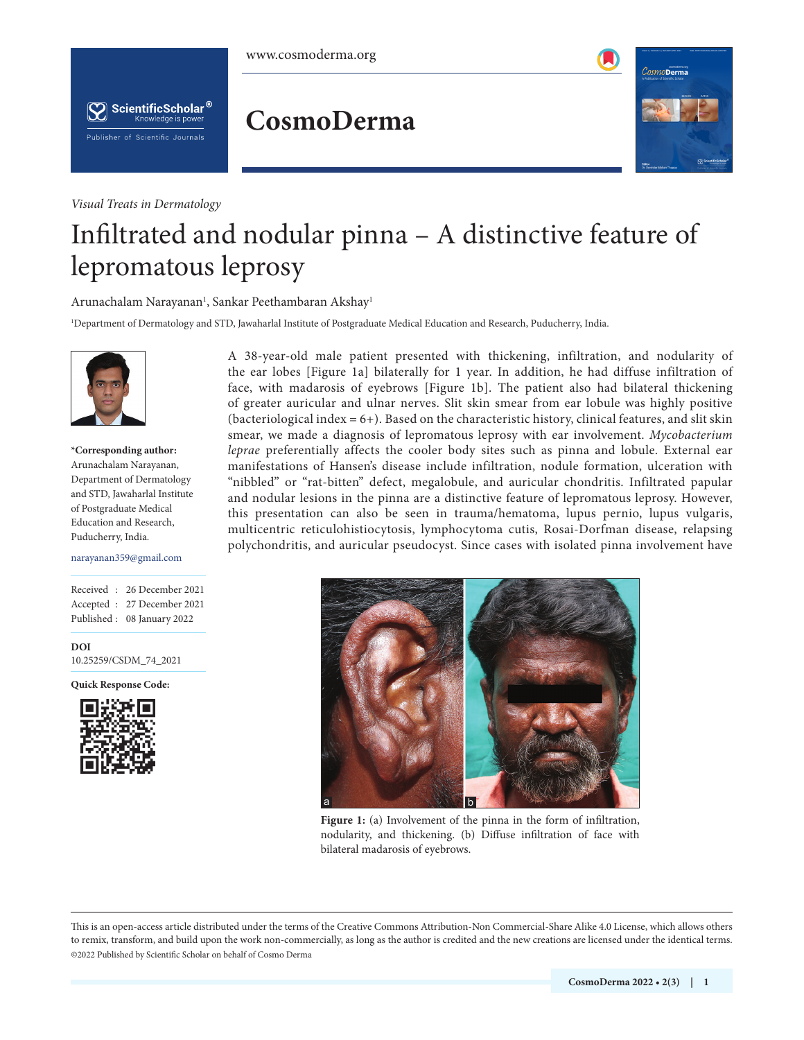*Visual Treats in Dermatology*

# Infiltrated and nodular pinna – A distinctive feature of lepromatous leprosy

Arunachalam Narayanan[1], Sankar Peethambaran Akshay[1]

[1]Department of Dermatology and STD, Jawaharlal Institute of Postgraduate Medical Education and Research, Puducherry, India.

**\*Corresponding author:**
Arunachalam Narayanan, Department of Dermatology and STD, Jawaharlal Institute of Postgraduate Medical Education and Research, Puducherry, India.

narayanan359@gmail.com

Received : 26 December 2021
Accepted : 27 December 2021
Published : 08 January 2022

**DOI**
10.25259/CSDM_74_2021

**Quick Response Code:**

A 38-year-old male patient presented with thickening, infiltration, and nodularity of the ear lobes [Figure 1a] bilaterally for 1 year. In addition, he had diffuse infiltration of face, with madarosis of eyebrows [Figure 1b]. The patient also had bilateral thickening of greater auricular and ulnar nerves. Slit skin smear from ear lobule was highly positive (bacteriological index = 6+). Based on the characteristic history, clinical features, and slit skin smear, we made a diagnosis of lepromatous leprosy with ear involvement. *Mycobacterium leprae* preferentially affects the cooler body sites such as pinna and lobule. External ear manifestations of Hansen's disease include infiltration, nodule formation, ulceration with "nibbled" or "rat-bitten" defect, megalobule, and auricular chondritis. Infiltrated papular and nodular lesions in the pinna are a distinctive feature of lepromatous leprosy. However, this presentation can also be seen in trauma/hematoma, lupus pernio, lupus vulgaris, multicentric reticulohistiocytosis, lymphocytoma cutis, Rosai-Dorfman disease, relapsing polychondritis, and auricular pseudocyst. Since cases with isolated pinna involvement have

**Figure 1:** (a) Involvement of the pinna in the form of infiltration, nodularity, and thickening. (b) Diffuse infiltration of face with bilateral madarosis of eyebrows.

This is an open-access article distributed under the terms of the Creative Commons Attribution-Non Commercial-Share Alike 4.0 License, which allows others to remix, transform, and build upon the work non-commercially, as long as the author is credited and the new creations are licensed under the identical terms.
©2022 Published by Scientific Scholar on behalf of Cosmo Derma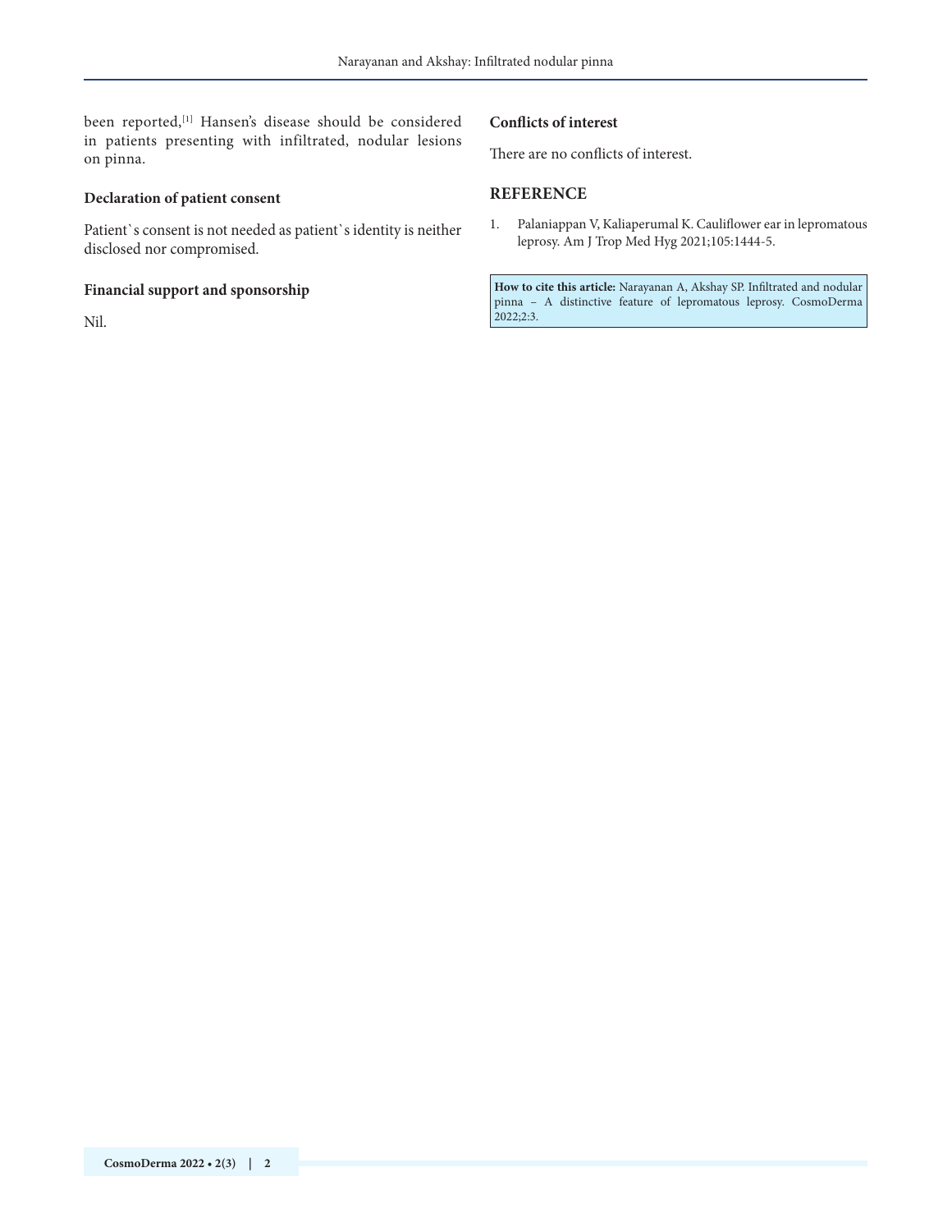been reported,[1] Hansen's disease should be considered in patients presenting with infiltrated, nodular lesions on pinna.

### Declaration of patient consent

Patient`s consent is not needed as patient`s identity is neither disclosed nor compromised.

### Financial support and sponsorship

Nil.

### Conflicts of interest

There are no conflicts of interest.

## REFERENCE

1. Palaniappan V, Kaliaperumal K. Cauliflower ear in lepromatous leprosy. Am J Trop Med Hyg 2021;105:1444-5.

**How to cite this article:** Narayanan A, Akshay SP. Infiltrated and nodular pinna – A distinctive feature of lepromatous leprosy. CosmoDerma 2022;2:3.